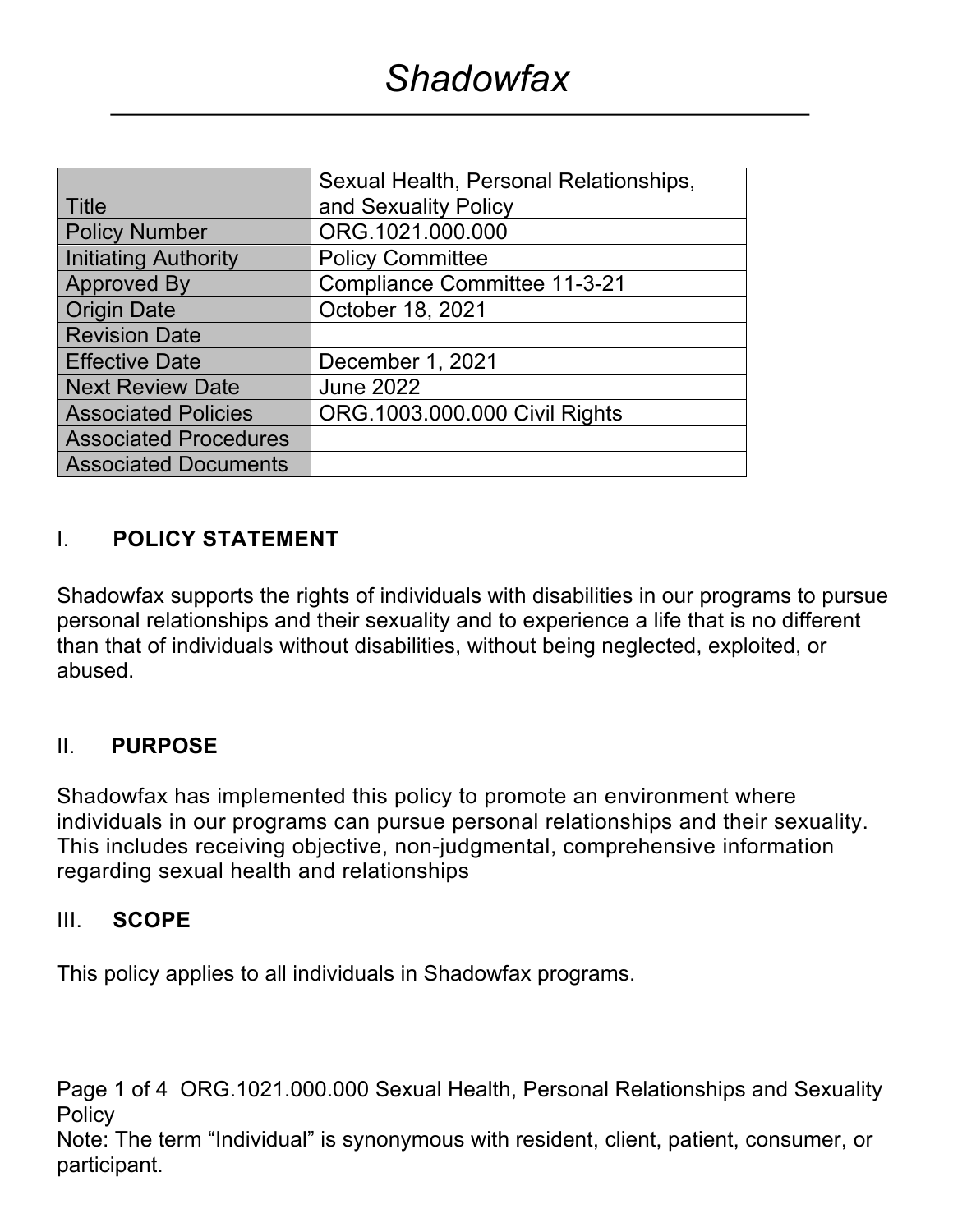# Shadowfax

| Title | Sexual Health, Personal Relationships, and Sexuality Policy |
|---|---|
| Policy Number | ORG.1021.000.000 |
| Initiating Authority | Policy Committee |
| Approved By | Compliance Committee 11-3-21 |
| Origin Date | October 18, 2021 |
| Revision Date | |
| Effective Date | December 1, 2021 |
| Next Review Date | June 2022 |
| Associated Policies | ORG.1003.000.000 Civil Rights |
| Associated Procedures | |
| Associated Documents | |

## I. POLICY STATEMENT

Shadowfax supports the rights of individuals with disabilities in our programs to pursue personal relationships and their sexuality and to experience a life that is no different than that of individuals without disabilities, without being neglected, exploited, or abused.

## II. PURPOSE

Shadowfax has implemented this policy to promote an environment where individuals in our programs can pursue personal relationships and their sexuality. This includes receiving objective, non-judgmental, comprehensive information regarding sexual health and relationships

## III. SCOPE

This policy applies to all individuals in Shadowfax programs.

Note: The term "Individual" is synonymous with resident, client, patient, consumer, or participant.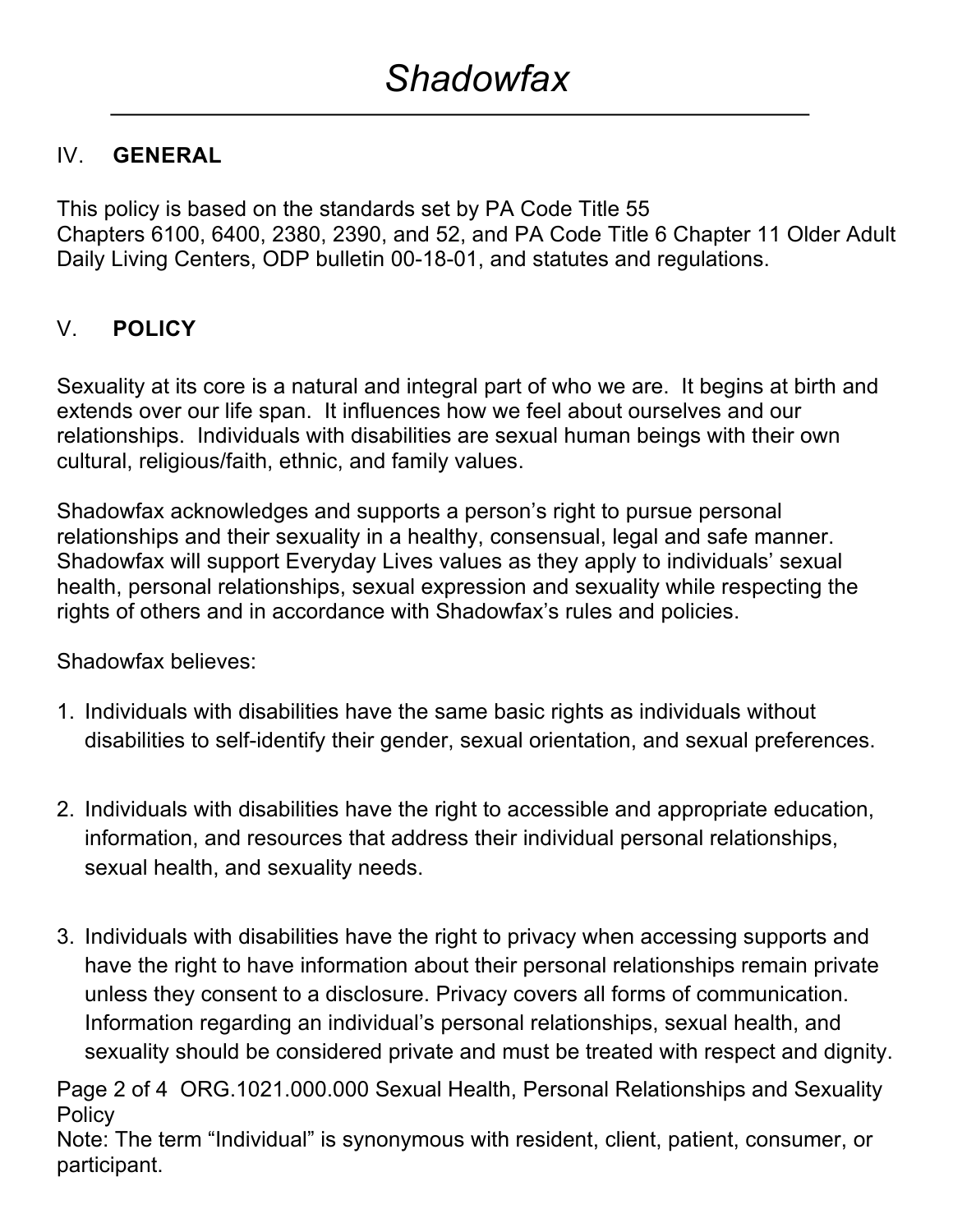## IV. GENERAL

This policy is based on the standards set by PA Code Title 55 Chapters 6100, 6400, 2380, 2390, and 52, and PA Code Title 6 Chapter 11 Older Adult Daily Living Centers, ODP bulletin 00-18-01, and statutes and regulations.

## V. POLICY

Sexuality at its core is a natural and integral part of who we are. It begins at birth and extends over our life span. It influences how we feel about ourselves and our relationships. Individuals with disabilities are sexual human beings with their own cultural, religious/faith, ethnic, and family values.

Shadowfax acknowledges and supports a person's right to pursue personal relationships and their sexuality in a healthy, consensual, legal and safe manner. Shadowfax will support Everyday Lives values as they apply to individuals' sexual health, personal relationships, sexual expression and sexuality while respecting the rights of others and in accordance with Shadowfax's rules and policies.

Shadowfax believes:

1. Individuals with disabilities have the same basic rights as individuals without disabilities to self-identify their gender, sexual orientation, and sexual preferences.

2. Individuals with disabilities have the right to accessible and appropriate education, information, and resources that address their individual personal relationships, sexual health, and sexuality needs.

3. Individuals with disabilities have the right to privacy when accessing supports and have the right to have information about their personal relationships remain private unless they consent to a disclosure. Privacy covers all forms of communication. Information regarding an individual's personal relationships, sexual health, and sexuality should be considered private and must be treated with respect and dignity.

Note: The term "Individual" is synonymous with resident, client, patient, consumer, or participant.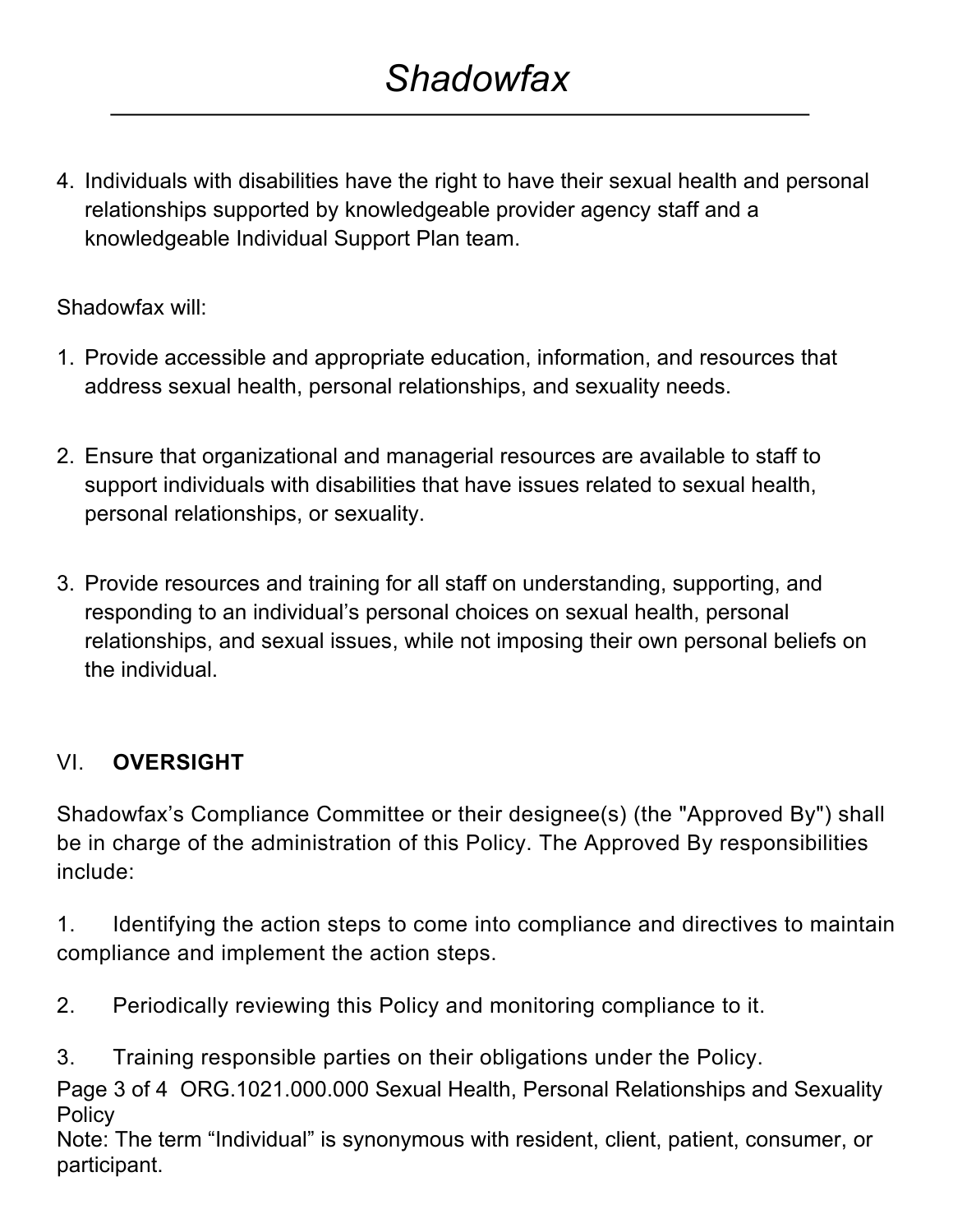4. Individuals with disabilities have the right to have their sexual health and personal relationships supported by knowledgeable provider agency staff and a knowledgeable Individual Support Plan team.

Shadowfax will:

1. Provide accessible and appropriate education, information, and resources that address sexual health, personal relationships, and sexuality needs.

2. Ensure that organizational and managerial resources are available to staff to support individuals with disabilities that have issues related to sexual health, personal relationships, or sexuality.

3. Provide resources and training for all staff on understanding, supporting, and responding to an individual's personal choices on sexual health, personal relationships, and sexual issues, while not imposing their own personal beliefs on the individual.

## VI. **OVERSIGHT**

Shadowfax's Compliance Committee or their designee(s) (the "Approved By") shall be in charge of the administration of this Policy. The Approved By responsibilities include:

1. Identifying the action steps to come into compliance and directives to maintain compliance and implement the action steps.

2. Periodically reviewing this Policy and monitoring compliance to it.

3. Training responsible parties on their obligations under the Policy.

Note: The term "Individual" is synonymous with resident, client, patient, consumer, or participant.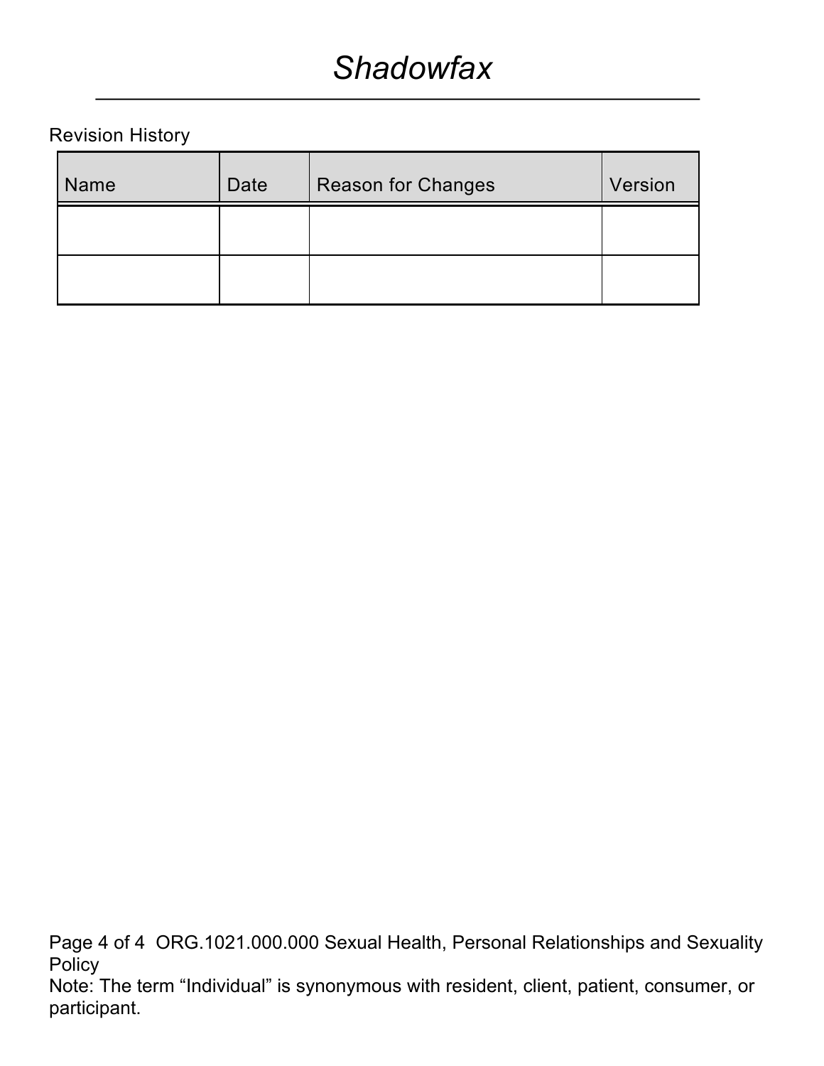Revision History

| Name | Date | Reason for Changes | Version |
|---|---|---|---|
| | | | |
| | | | |